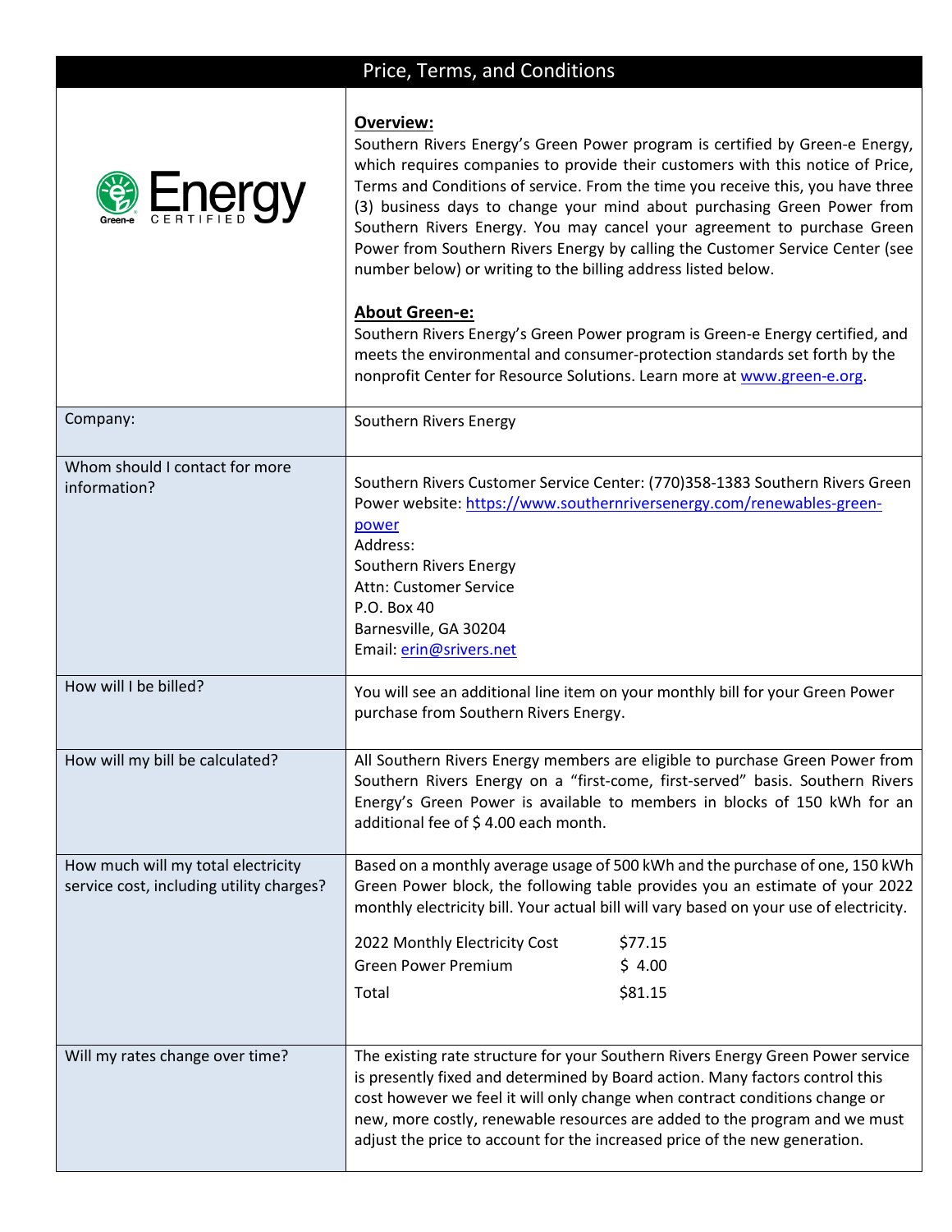# Price, Terms, and Conditions

Green-e Energy CERTIFIED

**Overview:**

Southern Rivers Energy's Green Power program is certified by Green-e Energy, which requires companies to provide their customers with this notice of Price, Terms and Conditions of service. From the time you receive this, you have three (3) business days to change your mind about purchasing Green Power from Southern Rivers Energy. You may cancel your agreement to purchase Green Power from Southern Rivers Energy by calling the Customer Service Center (see number below) or writing to the billing address listed below.

**About Green-e:**

Southern Rivers Energy's Green Power program is Green-e Energy certified, and meets the environmental and consumer-protection standards set forth by the nonprofit Center for Resource Solutions. Learn more at www.green-e.org.

| | |
|---|---|
| Company: | Southern Rivers Energy |
| Whom should I contact for more information? | Southern Rivers Customer Service Center: (770)358-1383 Southern Rivers Green Power website: https://www.southernriversenergy.com/renewables-green-power<br>Address:<br>Southern Rivers Energy<br>Attn: Customer Service<br>P.O. Box 40<br>Barnesville, GA 30204<br>Email: erin@srivers.net |
| How will I be billed? | You will see an additional line item on your monthly bill for your Green Power purchase from Southern Rivers Energy. |
| How will my bill be calculated? | All Southern Rivers Energy members are eligible to purchase Green Power from Southern Rivers Energy on a "first-come, first-served" basis. Southern Rivers Energy's Green Power is available to members in blocks of 150 kWh for an additional fee of $ 4.00 each month. |
| How much will my total electricity service cost, including utility charges? | Based on a monthly average usage of 500 kWh and the purchase of one, 150 kWh Green Power block, the following table provides you an estimate of your 2022 monthly electricity bill. Your actual bill will vary based on your use of electricity.<br><br>2022 Monthly Electricity Cost $77.15<br>Green Power Premium $ 4.00<br>Total $81.15 |
| Will my rates change over time? | The existing rate structure for your Southern Rivers Energy Green Power service is presently fixed and determined by Board action. Many factors control this cost however we feel it will only change when contract conditions change or new, more costly, renewable resources are added to the program and we must adjust the price to account for the increased price of the new generation. |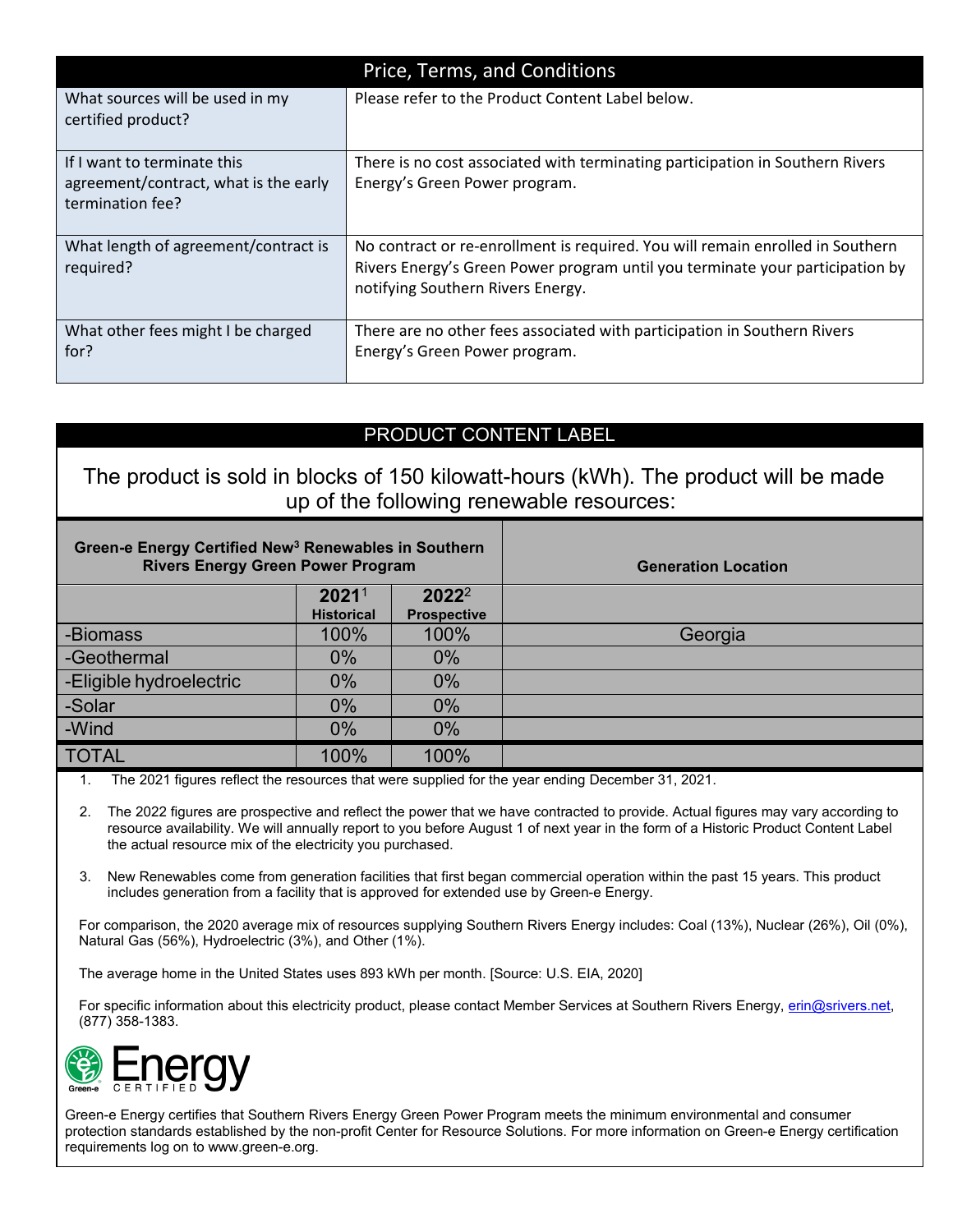| Price, Terms, and Conditions | |
|---|---|
| What sources will be used in my certified product? | Please refer to the Product Content Label below. |
| If I want to terminate this agreement/contract, what is the early termination fee? | There is no cost associated with terminating participation in Southern Rivers Energy's Green Power program. |
| What length of agreement/contract is required? | No contract or re-enrollment is required. You will remain enrolled in Southern Rivers Energy's Green Power program until you terminate your participation by notifying Southern Rivers Energy. |
| What other fees might I be charged for? | There are no other fees associated with participation in Southern Rivers Energy's Green Power program. |

## PRODUCT CONTENT LABEL

The product is sold in blocks of 150 kilowatt-hours (kWh). The product will be made up of the following renewable resources:

| Green-e Energy Certified New[3] Renewables in Southern Rivers Energy Green Power Program | | | Generation Location |
|---|---|---|---|
| | **2021[1] Historical** | **2022[2] Prospective** | |
| -Biomass | 100% | 100% | Georgia |
| -Geothermal | 0% | 0% | |
| -Eligible hydroelectric | 0% | 0% | |
| -Solar | 0% | 0% | |
| -Wind | 0% | 0% | |
| TOTAL | 100% | 100% | |

1. The 2021 figures reflect the resources that were supplied for the year ending December 31, 2021.
2. The 2022 figures are prospective and reflect the power that we have contracted to provide. Actual figures may vary according to resource availability. We will annually report to you before August 1 of next year in the form of a Historic Product Content Label the actual resource mix of the electricity you purchased.
3. New Renewables come from generation facilities that first began commercial operation within the past 15 years. This product includes generation from a facility that is approved for extended use by Green-e Energy.

For comparison, the 2020 average mix of resources supplying Southern Rivers Energy includes: Coal (13%), Nuclear (26%), Oil (0%), Natural Gas (56%), Hydroelectric (3%), and Other (1%).

The average home in the United States uses 893 kWh per month. [Source: U.S. EIA, 2020]

For specific information about this electricity product, please contact Member Services at Southern Rivers Energy, erin@srivers.net, (877) 358-1383.

Green-e Energy CERTIFIED

Green-e Energy certifies that Southern Rivers Energy Green Power Program meets the minimum environmental and consumer protection standards established by the non-profit Center for Resource Solutions. For more information on Green-e Energy certification requirements log on to www.green-e.org.